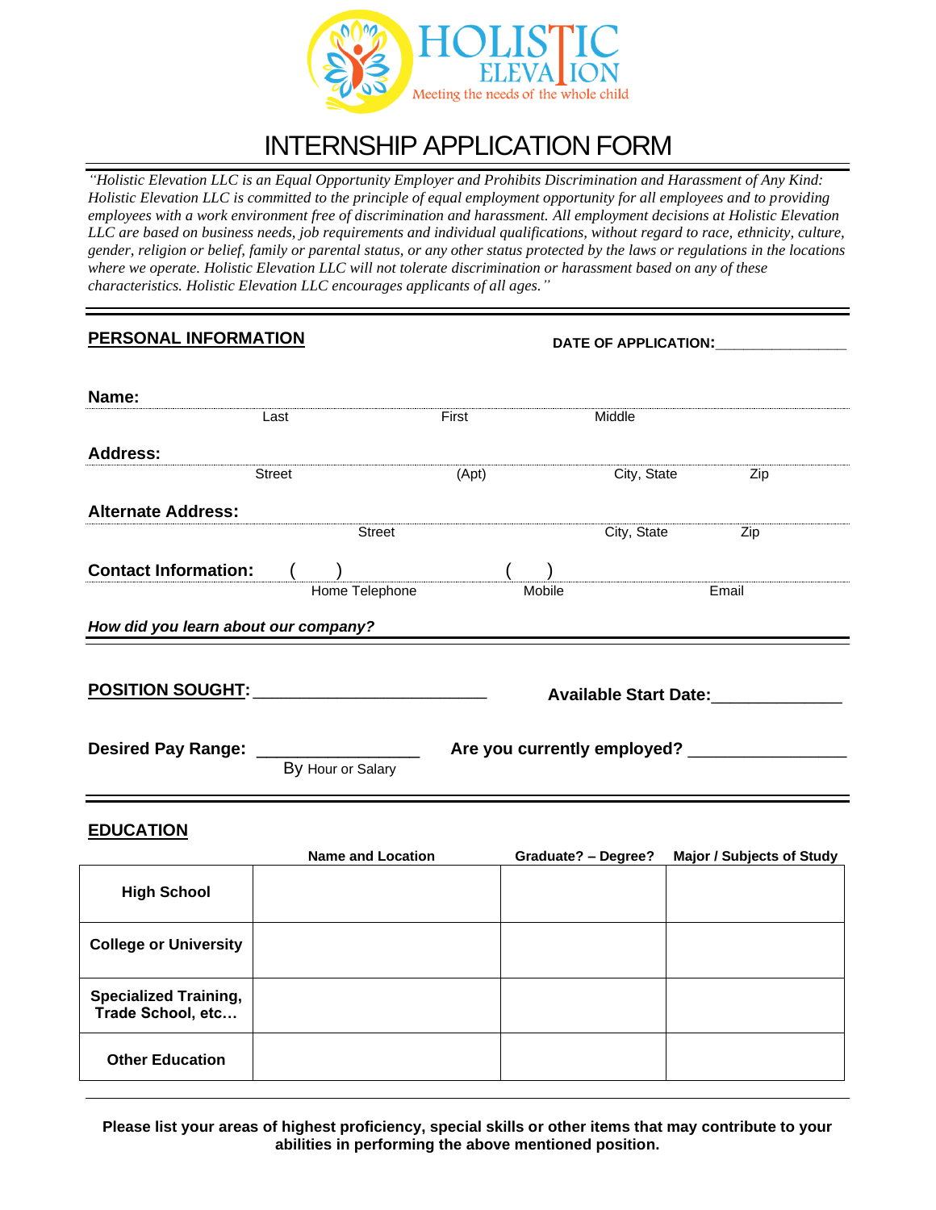HOLISTIC ELEVATION

Meeting the needs of the whole child

# INTERNSHIP APPLICATION FORM

*"Holistic Elevation LLC is an Equal Opportunity Employer and Prohibits Discrimination and Harassment of Any Kind: Holistic Elevation LLC is committed to the principle of equal employment opportunity for all employees and to providing employees with a work environment free of discrimination and harassment. All employment decisions at Holistic Elevation LLC are based on business needs, job requirements and individual qualifications, without regard to race, ethnicity, culture, gender, religion or belief, family or parental status, or any other status protected by the laws or regulations in the locations where we operate. Holistic Elevation LLC will not tolerate discrimination or harassment based on any of these characteristics. Holistic Elevation LLC encourages applicants of all ages."*

## PERSONAL INFORMATION

**DATE OF APPLICATION:**________________

**Name:**
Last First Middle

**Address:**
Street (Apt) City, State Zip

**Alternate Address:**
Street City, State Zip

**Contact Information:** (    ) (    )
Home Telephone Mobile Email

***How did you learn about our company?***

**POSITION SOUGHT:** ________________________ **Available Start Date:**_____________

**Desired Pay Range:** ________________ **Are you currently employed?** ________________
By Hour or Salary

## EDUCATION

| | Name and Location | Graduate? – Degree? | Major / Subjects of Study |
|---|---|---|---|
| **High School** | | | |
| **College or University** | | | |
| **Specialized Training, Trade School, etc…** | | | |
| **Other Education** | | | |

**Please list your areas of highest proficiency, special skills or other items that may contribute to your abilities in performing the above mentioned position.**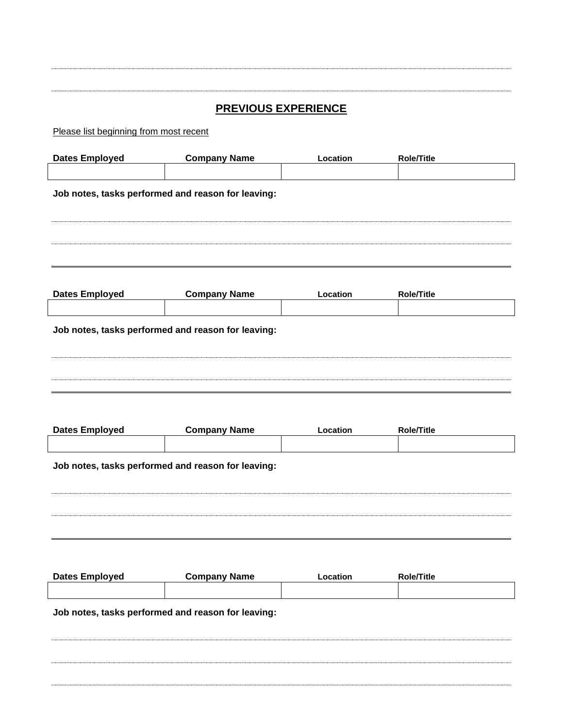## PREVIOUS EXPERIENCE

Please list beginning from most recent

| Dates Employed | Company Name | Location | Role/Title |
| --- | --- | --- | --- |
| | | | |

**Job notes, tasks performed and reason for leaving:**

| Dates Employed | Company Name | Location | Role/Title |
| --- | --- | --- | --- |
| | | | |

**Job notes, tasks performed and reason for leaving:**

| Dates Employed | Company Name | Location | Role/Title |
| --- | --- | --- | --- |
| | | | |

**Job notes, tasks performed and reason for leaving:**

| Dates Employed | Company Name | Location | Role/Title |
| --- | --- | --- | --- |
| | | | |

**Job notes, tasks performed and reason for leaving:**